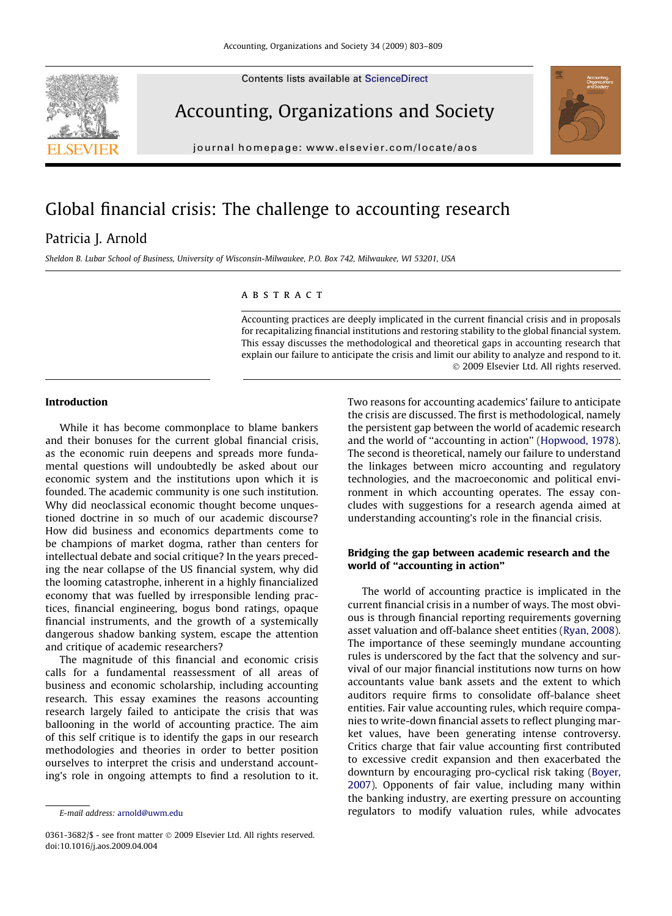# Global financial crisis: The challenge to accounting research

Patricia J. Arnold

*Sheldon B. Lubar School of Business, University of Wisconsin-Milwaukee, P.O. Box 742, Milwaukee, WI 53201, USA*

## ABSTRACT

Accounting practices are deeply implicated in the current financial crisis and in proposals for recapitalizing financial institutions and restoring stability to the global financial system. This essay discusses the methodological and theoretical gaps in accounting research that explain our failure to anticipate the crisis and limit our ability to analyze and respond to it.

© 2009 Elsevier Ltd. All rights reserved.

## Introduction

While it has become commonplace to blame bankers and their bonuses for the current global financial crisis, as the economic ruin deepens and spreads more fundamental questions will undoubtedly be asked about our economic system and the institutions upon which it is founded. The academic community is one such institution. Why did neoclassical economic thought become unquestioned doctrine in so much of our academic discourse? How did business and economics departments come to be champions of market dogma, rather than centers for intellectual debate and social critique? In the years preceding the near collapse of the US financial system, why did the looming catastrophe, inherent in a highly financialized economy that was fuelled by irresponsible lending practices, financial engineering, bogus bond ratings, opaque financial instruments, and the growth of a systemically dangerous shadow banking system, escape the attention and critique of academic researchers?

The magnitude of this financial and economic crisis calls for a fundamental reassessment of all areas of business and economic scholarship, including accounting research. This essay examines the reasons accounting research largely failed to anticipate the crisis that was ballooning in the world of accounting practice. The aim of this self critique is to identify the gaps in our research methodologies and theories in order to better position ourselves to interpret the crisis and understand accounting's role in ongoing attempts to find a resolution to it.

Two reasons for accounting academics' failure to anticipate the crisis are discussed. The first is methodological, namely the persistent gap between the world of academic research and the world of "accounting in action" (Hopwood, 1978). The second is theoretical, namely our failure to understand the linkages between micro accounting and regulatory technologies, and the macroeconomic and political environment in which accounting operates. The essay concludes with suggestions for a research agenda aimed at understanding accounting's role in the financial crisis.

## Bridging the gap between academic research and the world of "accounting in action"

The world of accounting practice is implicated in the current financial crisis in a number of ways. The most obvious is through financial reporting requirements governing asset valuation and off-balance sheet entities (Ryan, 2008). The importance of these seemingly mundane accounting rules is underscored by the fact that the solvency and survival of our major financial institutions now turns on how accountants value bank assets and the extent to which auditors require firms to consolidate off-balance sheet entities. Fair value accounting rules, which require companies to write-down financial assets to reflect plunging market values, have been generating intense controversy. Critics charge that fair value accounting first contributed to excessive credit expansion and then exacerbated the downturn by encouraging pro-cyclical risk taking (Boyer, 2007). Opponents of fair value, including many within the banking industry, are exerting pressure on accounting regulators to modify valuation rules, while advocates

---

*E-mail address:* arnold@uwm.edu

0361-3682/$ - see front matter © 2009 Elsevier Ltd. All rights reserved.
doi:10.1016/j.aos.2009.04.004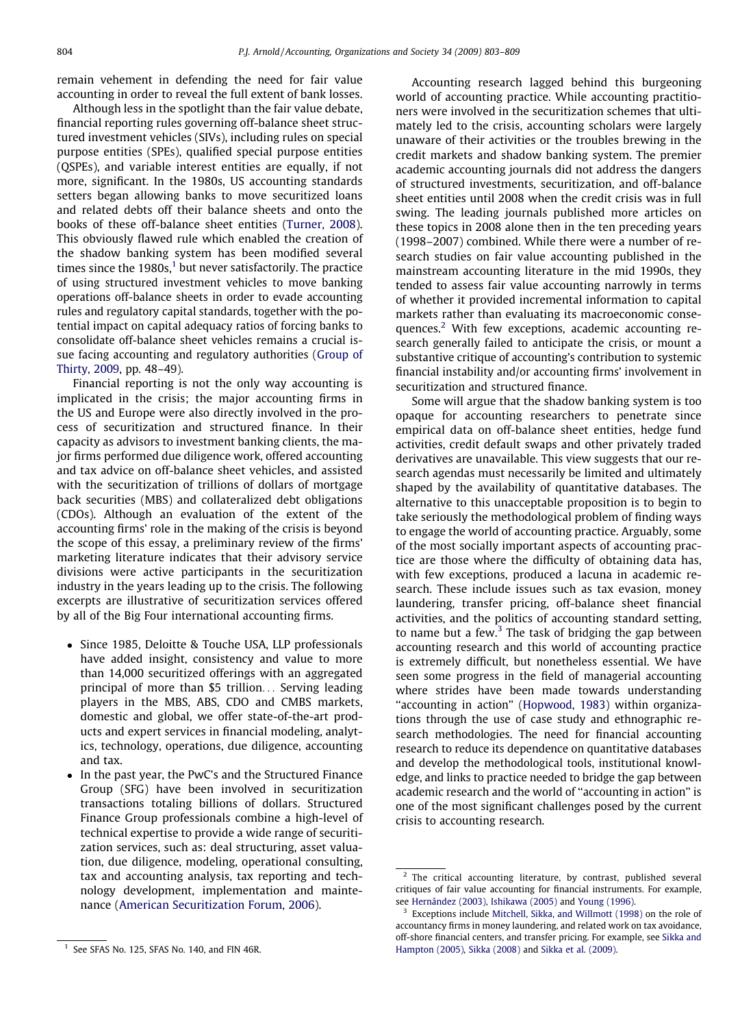remain vehement in defending the need for fair value accounting in order to reveal the full extent of bank losses.

Although less in the spotlight than the fair value debate, financial reporting rules governing off-balance sheet structured investment vehicles (SIVs), including rules on special purpose entities (SPEs), qualified special purpose entities (QSPEs), and variable interest entities are equally, if not more, significant. In the 1980s, US accounting standards setters began allowing banks to move securitized loans and related debts off their balance sheets and onto the books of these off-balance sheet entities (Turner, 2008). This obviously flawed rule which enabled the creation of the shadow banking system has been modified several times since the 1980s,[1] but never satisfactorily. The practice of using structured investment vehicles to move banking operations off-balance sheets in order to evade accounting rules and regulatory capital standards, together with the potential impact on capital adequacy ratios of forcing banks to consolidate off-balance sheet vehicles remains a crucial issue facing accounting and regulatory authorities (Group of Thirty, 2009, pp. 48–49).

Financial reporting is not the only way accounting is implicated in the crisis; the major accounting firms in the US and Europe were also directly involved in the process of securitization and structured finance. In their capacity as advisors to investment banking clients, the major firms performed due diligence work, offered accounting and tax advice on off-balance sheet vehicles, and assisted with the securitization of trillions of dollars of mortgage back securities (MBS) and collateralized debt obligations (CDOs). Although an evaluation of the extent of the accounting firms' role in the making of the crisis is beyond the scope of this essay, a preliminary review of the firms' marketing literature indicates that their advisory service divisions were active participants in the securitization industry in the years leading up to the crisis. The following excerpts are illustrative of securitization services offered by all of the Big Four international accounting firms.

- Since 1985, Deloitte & Touche USA, LLP professionals have added insight, consistency and value to more than 14,000 securitized offerings with an aggregated principal of more than $5 trillion… Serving leading players in the MBS, ABS, CDO and CMBS markets, domestic and global, we offer state-of-the-art products and expert services in financial modeling, analytics, technology, operations, due diligence, accounting and tax.
- In the past year, the PwC's and the Structured Finance Group (SFG) have been involved in securitization transactions totaling billions of dollars. Structured Finance Group professionals combine a high-level of technical expertise to provide a wide range of securitization services, such as: deal structuring, asset valuation, due diligence, modeling, operational consulting, tax and accounting analysis, tax reporting and technology development, implementation and maintenance (American Securitization Forum, 2006).

Accounting research lagged behind this burgeoning world of accounting practice. While accounting practitioners were involved in the securitization schemes that ultimately led to the crisis, accounting scholars were largely unaware of their activities or the troubles brewing in the credit markets and shadow banking system. The premier academic accounting journals did not address the dangers of structured investments, securitization, and off-balance sheet entities until 2008 when the credit crisis was in full swing. The leading journals published more articles on these topics in 2008 alone then in the ten preceding years (1998–2007) combined. While there were a number of research studies on fair value accounting published in the mainstream accounting literature in the mid 1990s, they tended to assess fair value accounting narrowly in terms of whether it provided incremental information to capital markets rather than evaluating its macroeconomic consequences.[2] With few exceptions, academic accounting research generally failed to anticipate the crisis, or mount a substantive critique of accounting's contribution to systemic financial instability and/or accounting firms' involvement in securitization and structured finance.

Some will argue that the shadow banking system is too opaque for accounting researchers to penetrate since empirical data on off-balance sheet entities, hedge fund activities, credit default swaps and other privately traded derivatives are unavailable. This view suggests that our research agendas must necessarily be limited and ultimately shaped by the availability of quantitative databases. The alternative to this unacceptable proposition is to begin to take seriously the methodological problem of finding ways to engage the world of accounting practice. Arguably, some of the most socially important aspects of accounting practice are those where the difficulty of obtaining data has, with few exceptions, produced a lacuna in academic research. These include issues such as tax evasion, money laundering, transfer pricing, off-balance sheet financial activities, and the politics of accounting standard setting, to name but a few.[3] The task of bridging the gap between accounting research and this world of accounting practice is extremely difficult, but nonetheless essential. We have seen some progress in the field of managerial accounting where strides have been made towards understanding "accounting in action" (Hopwood, 1983) within organizations through the use of case study and ethnographic research methodologies. The need for financial accounting research to reduce its dependence on quantitative databases and develop the methodological tools, institutional knowledge, and links to practice needed to bridge the gap between academic research and the world of "accounting in action" is one of the most significant challenges posed by the current crisis to accounting research.

---

[1] See SFAS No. 125, SFAS No. 140, and FIN 46R.

[2] The critical accounting literature, by contrast, published several critiques of fair value accounting for financial instruments. For example, see Hernández (2003), Ishikawa (2005) and Young (1996).

[3] Exceptions include Mitchell, Sikka, and Willmott (1998) on the role of accountancy firms in money laundering, and related work on tax avoidance, off-shore financial centers, and transfer pricing. For example, see Sikka and Hampton (2005), Sikka (2008) and Sikka et al. (2009).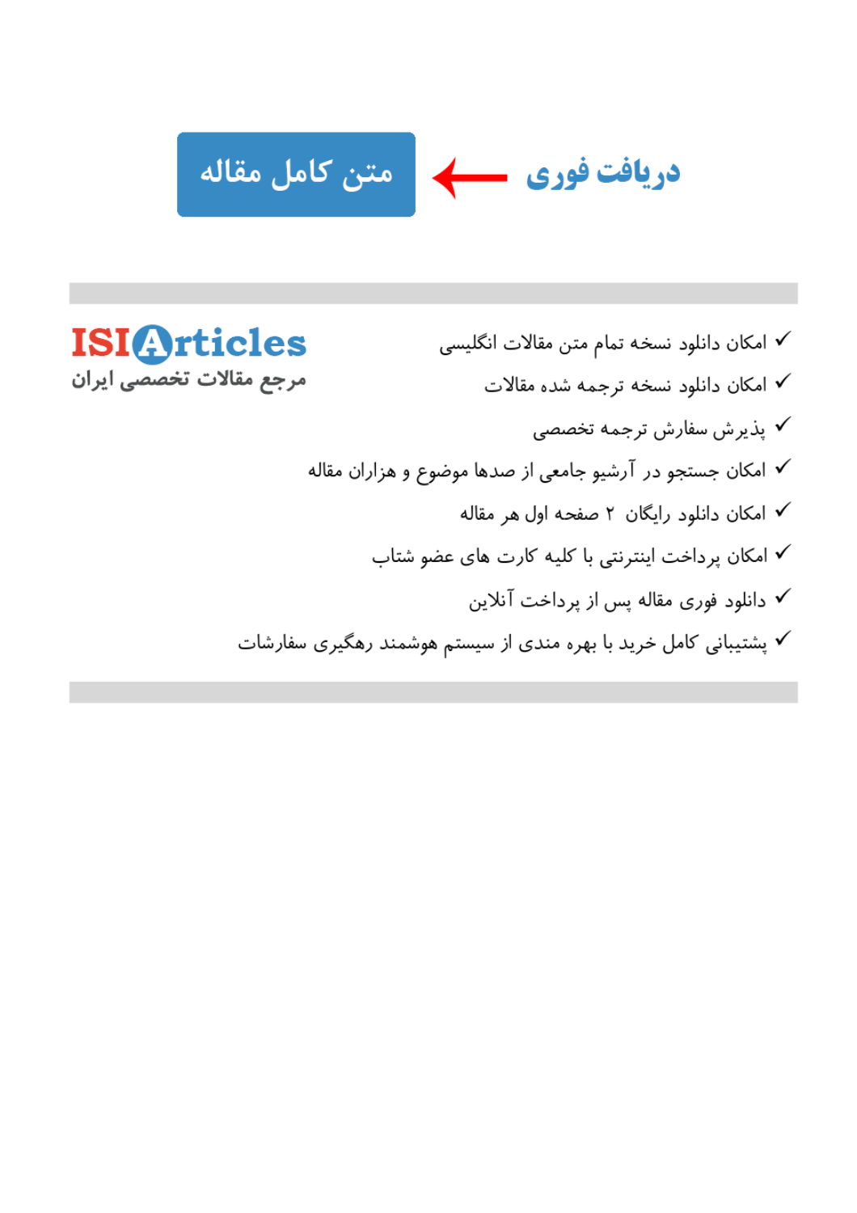دریافت فوری ← **متن کامل مقاله**

**ISIArticles**

مرجع مقالات تخصصی ایران

- ✓ امکان دانلود نسخه تمام متن مقالات انگلیسی
- ✓ امکان دانلود نسخه ترجمه شده مقالات
- ✓ پذیرش سفارش ترجمه تخصصی
- ✓ امکان جستجو در آرشیو جامعی از صدها موضوع و هزاران مقاله
- ✓ امکان دانلود رایگان ۲ صفحه اول هر مقاله
- ✓ امکان پرداخت اینترنتی با کلیه کارت های عضو شتاب
- ✓ دانلود فوری مقاله پس از پرداخت آنلاین
- ✓ پشتیبانی کامل خرید با بهره مندی از سیستم هوشمند رهگیری سفارشات